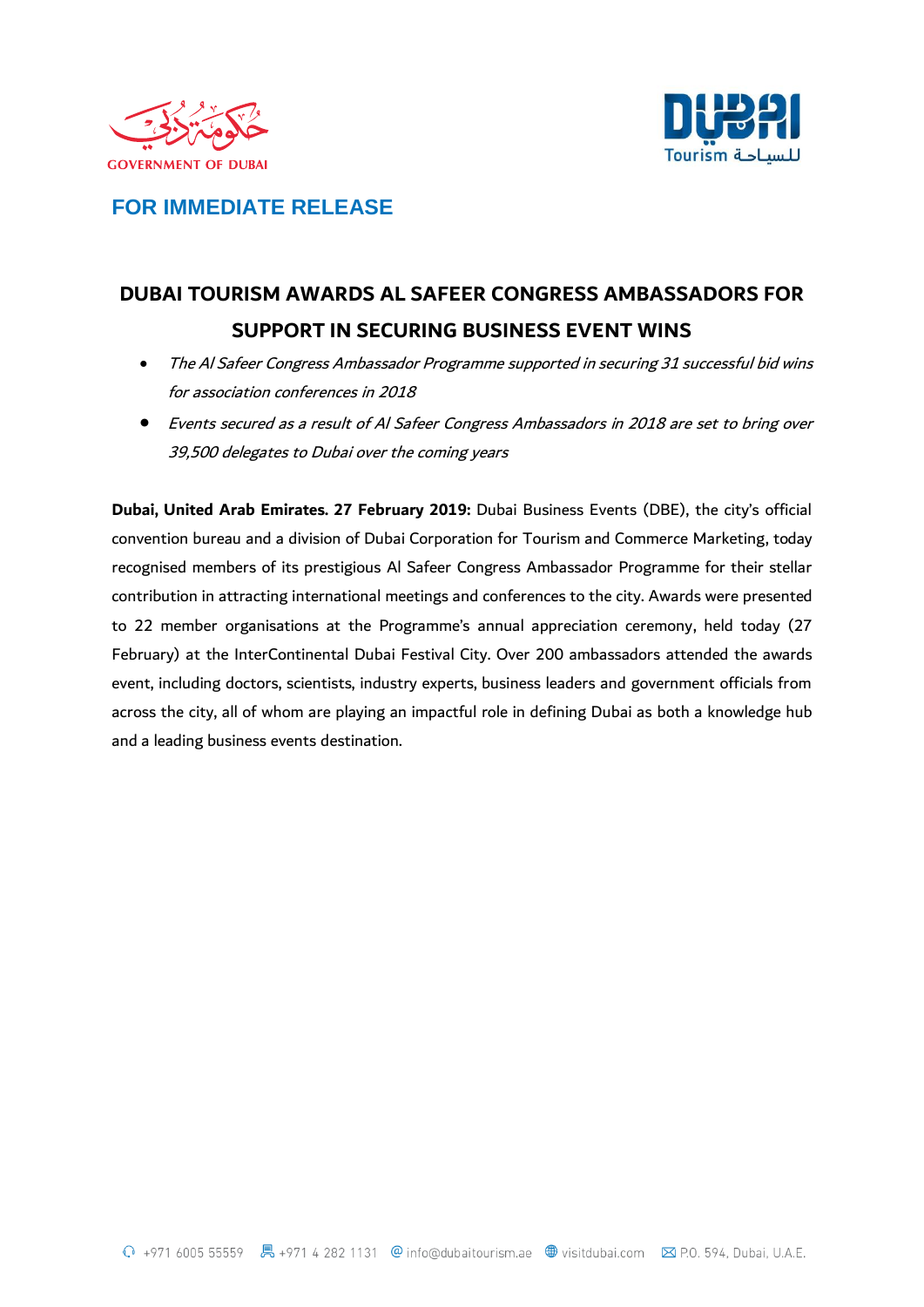GOVERNMENT OF DUBAI

**FOR IMMEDIATE RELEASE**

# DUBAI TOURISM AWARDS AL SAFEER CONGRESS AMBASSADORS FOR SUPPORT IN SECURING BUSINESS EVENT WINS

- *The Al Safeer Congress Ambassador Programme supported in securing 31 successful bid wins for association conferences in 2018*
- *Events secured as a result of Al Safeer Congress Ambassadors in 2018 are set to bring over 39,500 delegates to Dubai over the coming years*

**Dubai, United Arab Emirates. 27 February 2019:** Dubai Business Events (DBE), the city's official convention bureau and a division of Dubai Corporation for Tourism and Commerce Marketing, today recognised members of its prestigious Al Safeer Congress Ambassador Programme for their stellar contribution in attracting international meetings and conferences to the city. Awards were presented to 22 member organisations at the Programme's annual appreciation ceremony, held today (27 February) at the InterContinental Dubai Festival City. Over 200 ambassadors attended the awards event, including doctors, scientists, industry experts, business leaders and government officials from across the city, all of whom are playing an impactful role in defining Dubai as both a knowledge hub and a leading business events destination.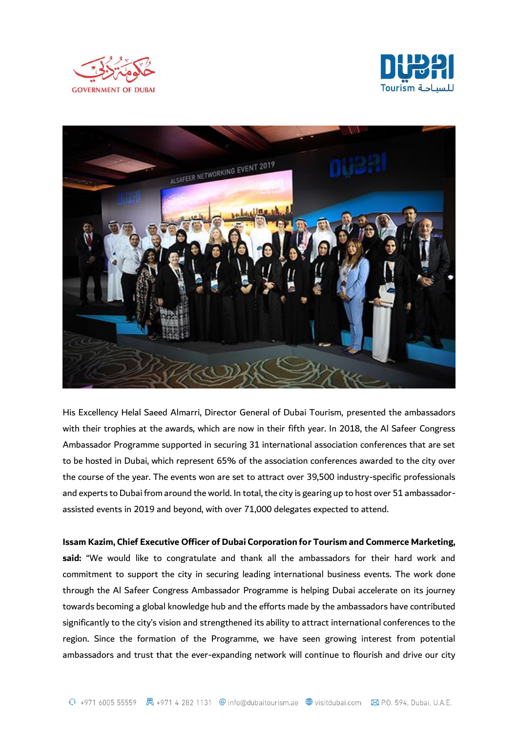His Excellency Helal Saeed Almarri, Director General of Dubai Tourism, presented the ambassadors with their trophies at the awards, which are now in their fifth year. In 2018, the Al Safeer Congress Ambassador Programme supported in securing 31 international association conferences that are set to be hosted in Dubai, which represent 65% of the association conferences awarded to the city over the course of the year. The events won are set to attract over 39,500 industry-specific professionals and experts to Dubai from around the world. In total, the city is gearing up to host over 51 ambassador-assisted events in 2019 and beyond, with over 71,000 delegates expected to attend.

**Issam Kazim, Chief Executive Officer of Dubai Corporation for Tourism and Commerce Marketing, said:** "We would like to congratulate and thank all the ambassadors for their hard work and commitment to support the city in securing leading international business events. The work done through the Al Safeer Congress Ambassador Programme is helping Dubai accelerate on its journey towards becoming a global knowledge hub and the efforts made by the ambassadors have contributed significantly to the city's vision and strengthened its ability to attract international conferences to the region. Since the formation of the Programme, we have seen growing interest from potential ambassadors and trust that the ever-expanding network will continue to flourish and drive our city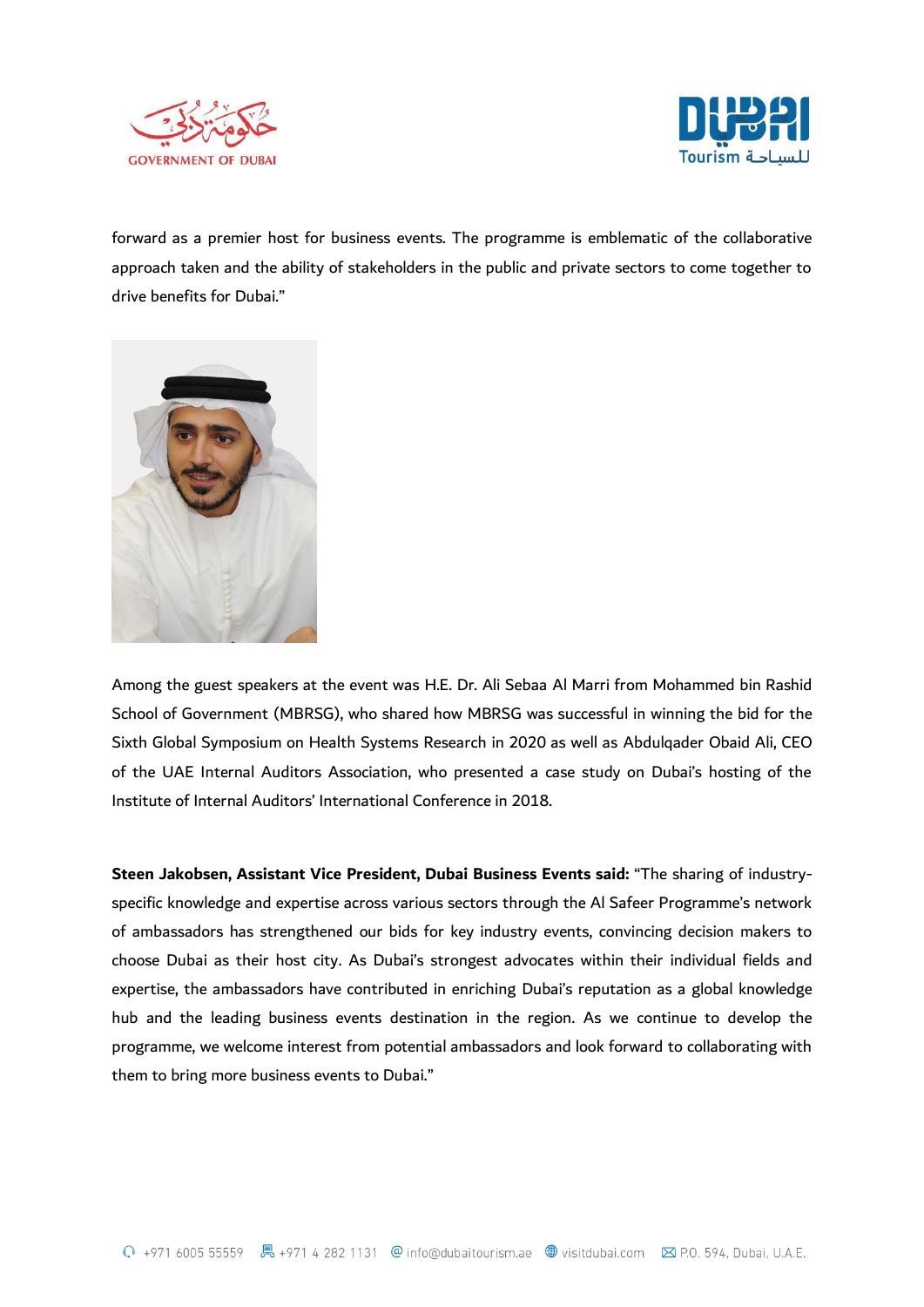forward as a premier host for business events. The programme is emblematic of the collaborative approach taken and the ability of stakeholders in the public and private sectors to come together to drive benefits for Dubai."

Among the guest speakers at the event was H.E. Dr. Ali Sebaa Al Marri from Mohammed bin Rashid School of Government (MBRSG), who shared how MBRSG was successful in winning the bid for the Sixth Global Symposium on Health Systems Research in 2020 as well as Abdulqader Obaid Ali, CEO of the UAE Internal Auditors Association, who presented a case study on Dubai's hosting of the Institute of Internal Auditors' International Conference in 2018.

**Steen Jakobsen, Assistant Vice President, Dubai Business Events said:** "The sharing of industry-specific knowledge and expertise across various sectors through the Al Safeer Programme's network of ambassadors has strengthened our bids for key industry events, convincing decision makers to choose Dubai as their host city. As Dubai's strongest advocates within their individual fields and expertise, the ambassadors have contributed in enriching Dubai's reputation as a global knowledge hub and the leading business events destination in the region. As we continue to develop the programme, we welcome interest from potential ambassadors and look forward to collaborating with them to bring more business events to Dubai."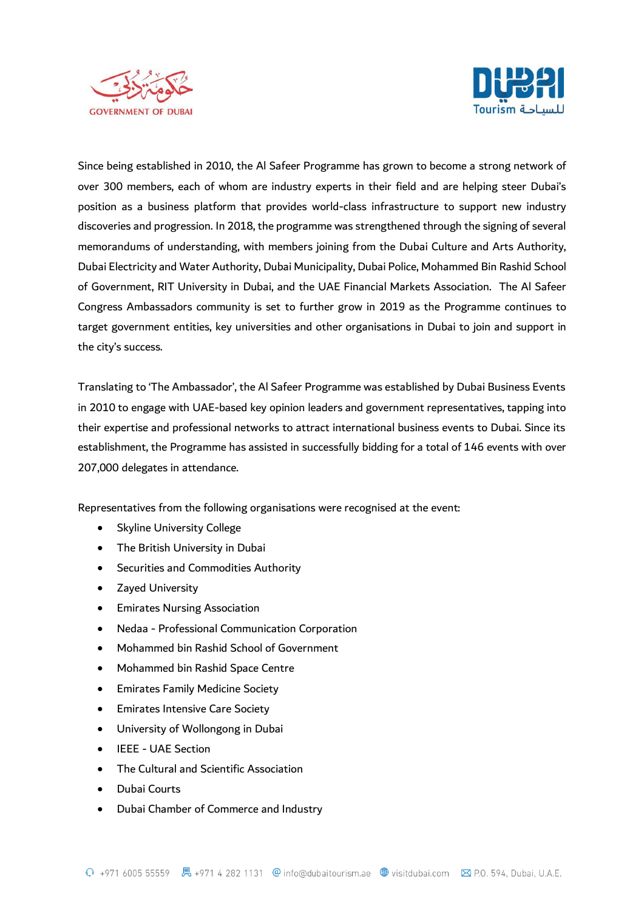Since being established in 2010, the Al Safeer Programme has grown to become a strong network of over 300 members, each of whom are industry experts in their field and are helping steer Dubai's position as a business platform that provides world-class infrastructure to support new industry discoveries and progression. In 2018, the programme was strengthened through the signing of several memorandums of understanding, with members joining from the Dubai Culture and Arts Authority, Dubai Electricity and Water Authority, Dubai Municipality, Dubai Police, Mohammed Bin Rashid School of Government, RIT University in Dubai, and the UAE Financial Markets Association. The Al Safeer Congress Ambassadors community is set to further grow in 2019 as the Programme continues to target government entities, key universities and other organisations in Dubai to join and support in the city's success.

Translating to 'The Ambassador', the Al Safeer Programme was established by Dubai Business Events in 2010 to engage with UAE-based key opinion leaders and government representatives, tapping into their expertise and professional networks to attract international business events to Dubai. Since its establishment, the Programme has assisted in successfully bidding for a total of 146 events with over 207,000 delegates in attendance.

Representatives from the following organisations were recognised at the event:

- Skyline University College
- The British University in Dubai
- Securities and Commodities Authority
- Zayed University
- Emirates Nursing Association
- Nedaa - Professional Communication Corporation
- Mohammed bin Rashid School of Government
- Mohammed bin Rashid Space Centre
- Emirates Family Medicine Society
- Emirates Intensive Care Society
- University of Wollongong in Dubai
- IEEE - UAE Section
- The Cultural and Scientific Association
- Dubai Courts
- Dubai Chamber of Commerce and Industry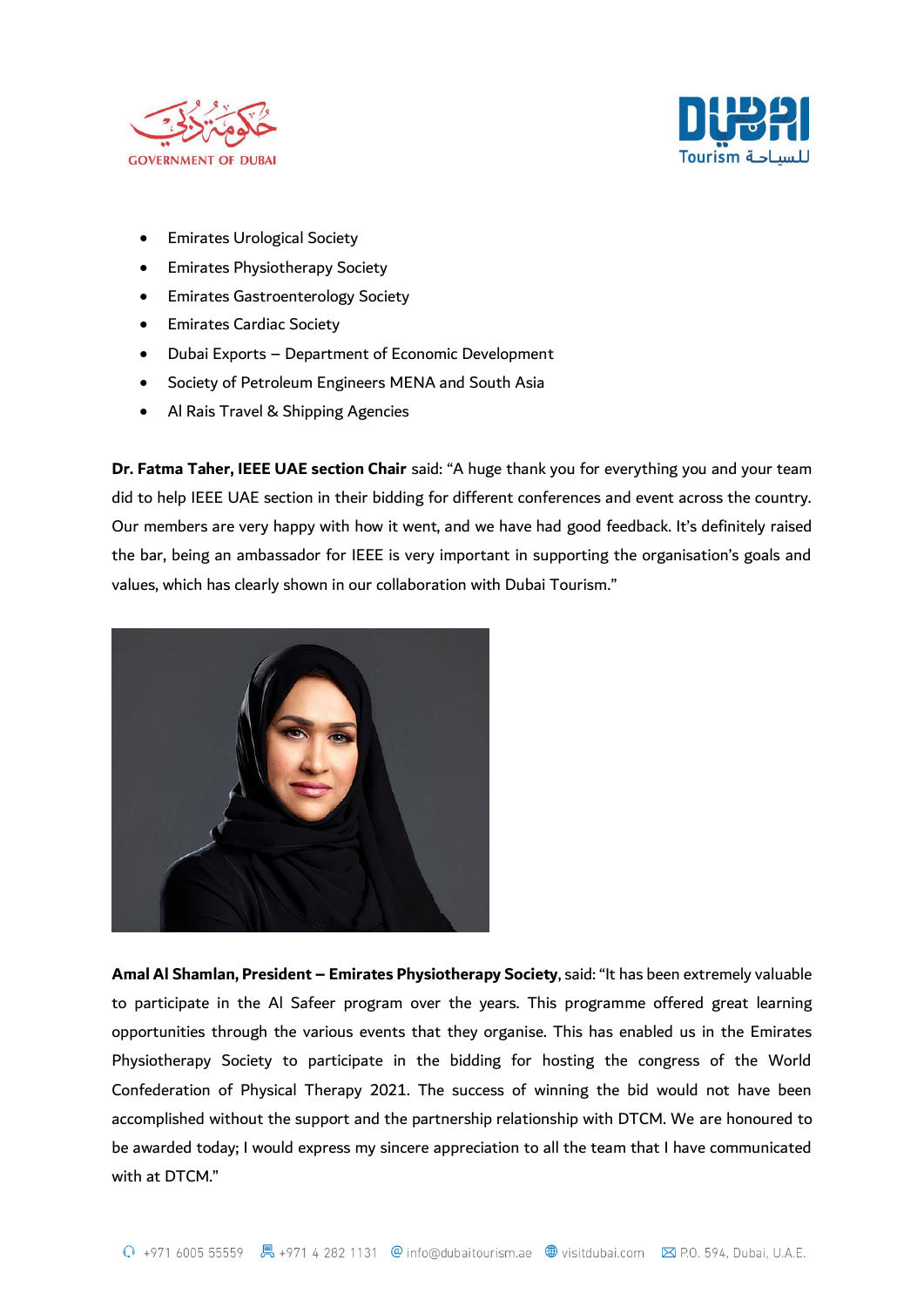- Emirates Urological Society
- Emirates Physiotherapy Society
- Emirates Gastroenterology Society
- Emirates Cardiac Society
- Dubai Exports – Department of Economic Development
- Society of Petroleum Engineers MENA and South Asia
- Al Rais Travel & Shipping Agencies

**Dr. Fatma Taher, IEEE UAE section Chair** said: "A huge thank you for everything you and your team did to help IEEE UAE section in their bidding for different conferences and event across the country. Our members are very happy with how it went, and we have had good feedback. It's definitely raised the bar, being an ambassador for IEEE is very important in supporting the organisation's goals and values, which has clearly shown in our collaboration with Dubai Tourism."

**Amal Al Shamlan, President – Emirates Physiotherapy Society**, said: "It has been extremely valuable to participate in the Al Safeer program over the years. This programme offered great learning opportunities through the various events that they organise. This has enabled us in the Emirates Physiotherapy Society to participate in the bidding for hosting the congress of the World Confederation of Physical Therapy 2021. The success of winning the bid would not have been accomplished without the support and the partnership relationship with DTCM. We are honoured to be awarded today; I would express my sincere appreciation to all the team that I have communicated with at DTCM."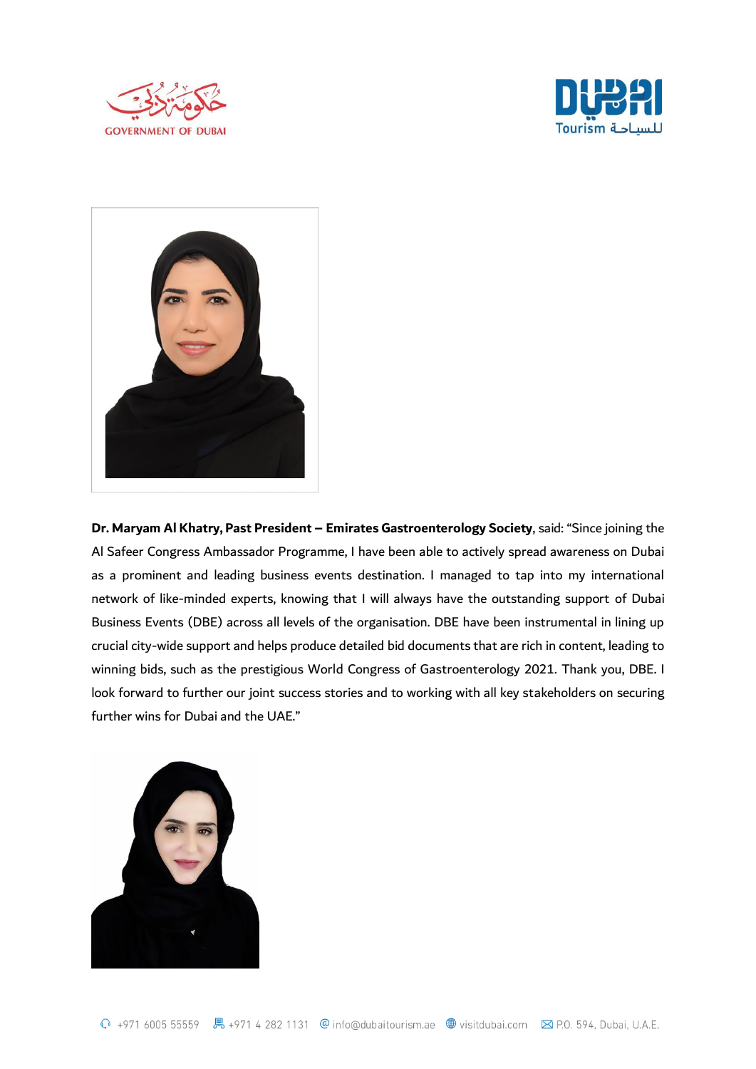**Dr. Maryam Al Khatry, Past President – Emirates Gastroenterology Society**, said: "Since joining the Al Safeer Congress Ambassador Programme, I have been able to actively spread awareness on Dubai as a prominent and leading business events destination. I managed to tap into my international network of like-minded experts, knowing that I will always have the outstanding support of Dubai Business Events (DBE) across all levels of the organisation. DBE have been instrumental in lining up crucial city-wide support and helps produce detailed bid documents that are rich in content, leading to winning bids, such as the prestigious World Congress of Gastroenterology 2021. Thank you, DBE. I look forward to further our joint success stories and to working with all key stakeholders on securing further wins for Dubai and the UAE."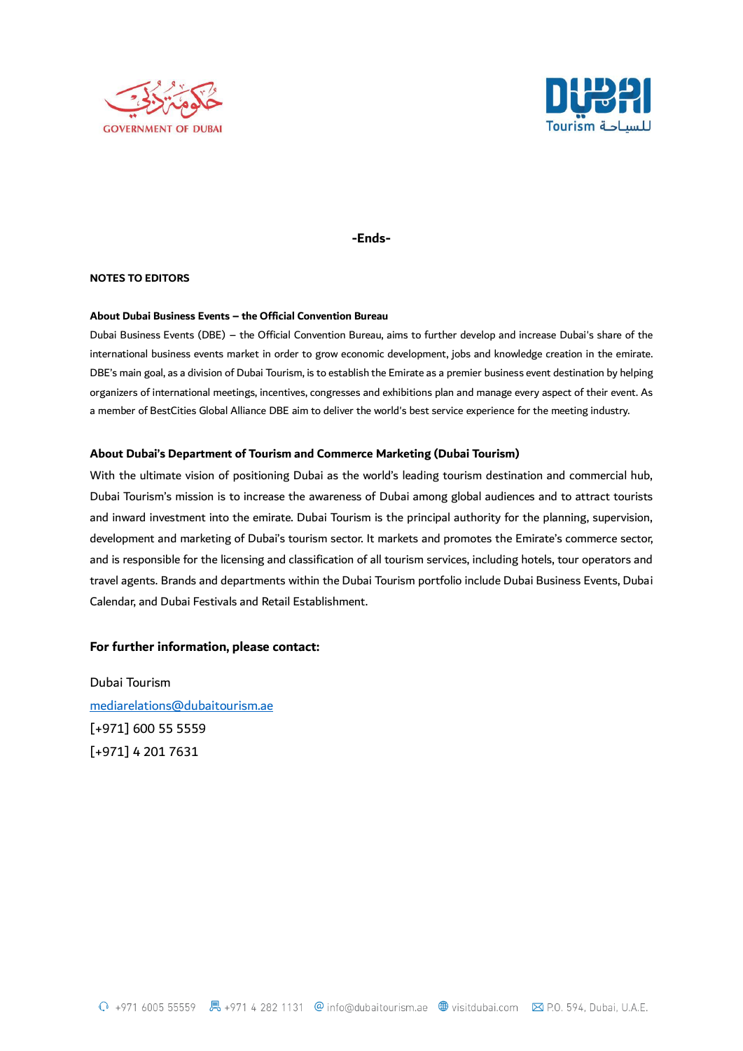**-Ends-**

**NOTES TO EDITORS**

**About Dubai Business Events – the Official Convention Bureau**

Dubai Business Events (DBE) – the Official Convention Bureau, aims to further develop and increase Dubai's share of the international business events market in order to grow economic development, jobs and knowledge creation in the emirate. DBE's main goal, as a division of Dubai Tourism, is to establish the Emirate as a premier business event destination by helping organizers of international meetings, incentives, congresses and exhibitions plan and manage every aspect of their event. As a member of BestCities Global Alliance DBE aim to deliver the world's best service experience for the meeting industry.

**About Dubai's Department of Tourism and Commerce Marketing (Dubai Tourism)**

With the ultimate vision of positioning Dubai as the world's leading tourism destination and commercial hub, Dubai Tourism's mission is to increase the awareness of Dubai among global audiences and to attract tourists and inward investment into the emirate. Dubai Tourism is the principal authority for the planning, supervision, development and marketing of Dubai's tourism sector. It markets and promotes the Emirate's commerce sector, and is responsible for the licensing and classification of all tourism services, including hotels, tour operators and travel agents. Brands and departments within the Dubai Tourism portfolio include Dubai Business Events, Dubai Calendar, and Dubai Festivals and Retail Establishment.

**For further information, please contact:**

Dubai Tourism
mediarelations@dubaitourism.ae
[+971] 600 55 5559
[+971] 4 201 7631